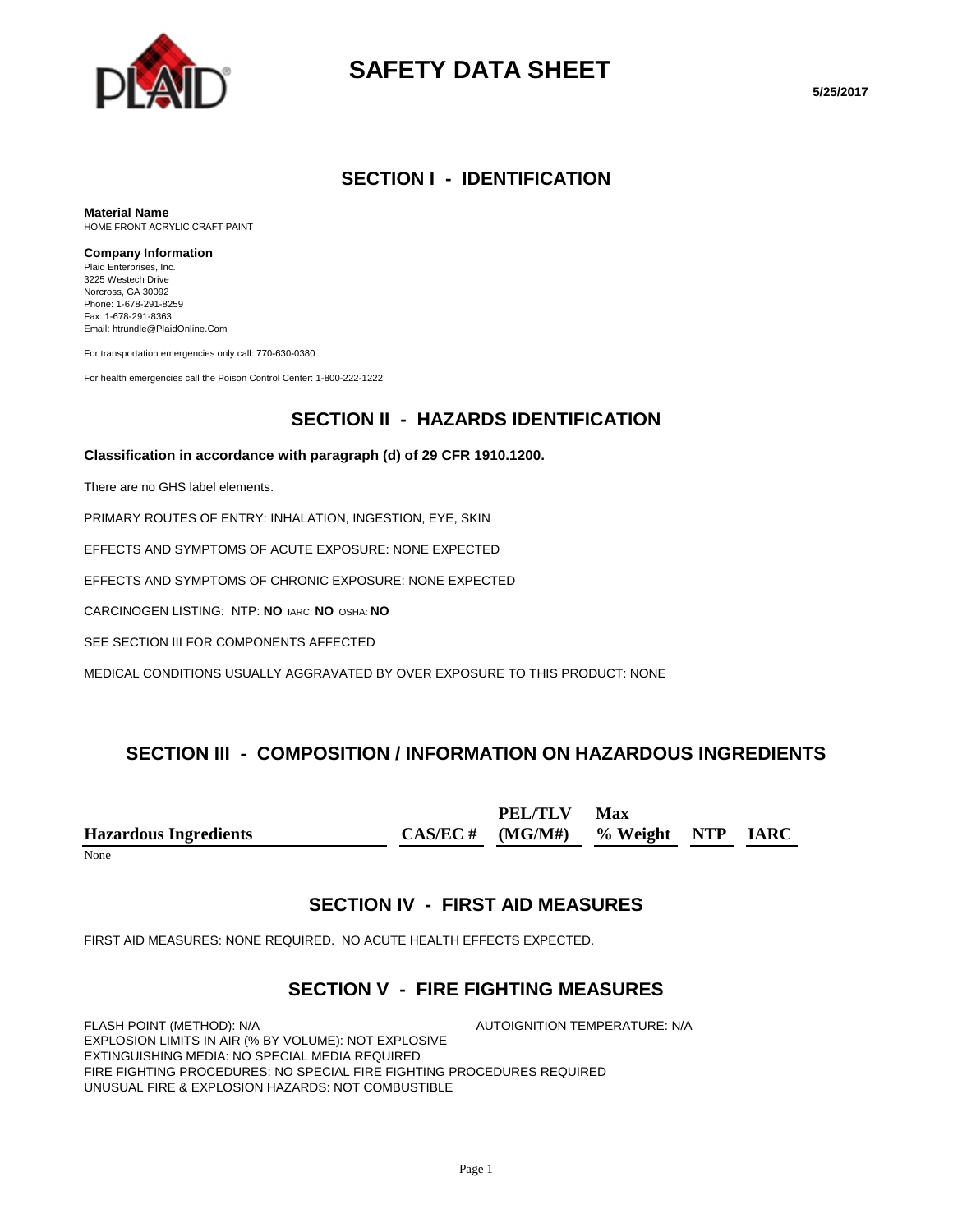# SAFETY DATA SHEET

5/25/2017

## SECTION I - IDENTIFICATION

**Material Name**
HOME FRONT ACRYLIC CRAFT PAINT

**Company Information**
Plaid Enterprises, Inc.
3225 Westech Drive
Norcross, GA 30092
Phone: 1-678-291-8259
Fax: 1-678-291-8363
Email: htrundle@PlaidOnline.Com

For transportation emergencies only call: 770-630-0380

For health emergencies call the Poison Control Center: 1-800-222-1222

## SECTION II - HAZARDS IDENTIFICATION

**Classification in accordance with paragraph (d) of 29 CFR 1910.1200.**

There are no GHS label elements.

PRIMARY ROUTES OF ENTRY: INHALATION, INGESTION, EYE, SKIN

EFFECTS AND SYMPTOMS OF ACUTE EXPOSURE: NONE EXPECTED

EFFECTS AND SYMPTOMS OF CHRONIC EXPOSURE: NONE EXPECTED

CARCINOGEN LISTING: NTP: **NO** IARC: **NO** OSHA: **NO**

SEE SECTION III FOR COMPONENTS AFFECTED

MEDICAL CONDITIONS USUALLY AGGRAVATED BY OVER EXPOSURE TO THIS PRODUCT: NONE

## SECTION III - COMPOSITION / INFORMATION ON HAZARDOUS INGREDIENTS

| Hazardous Ingredients | CAS/EC # | PEL/TLV (MG/M#) | Max % Weight | NTP | IARC |
|---|---|---|---|---|---|
| None | | | | | |

## SECTION IV - FIRST AID MEASURES

FIRST AID MEASURES: NONE REQUIRED. NO ACUTE HEALTH EFFECTS EXPECTED.

## SECTION V - FIRE FIGHTING MEASURES

FLASH POINT (METHOD): N/A
AUTOIGNITION TEMPERATURE: N/A
EXPLOSION LIMITS IN AIR (% BY VOLUME): NOT EXPLOSIVE
EXTINGUISHING MEDIA: NO SPECIAL MEDIA REQUIRED
FIRE FIGHTING PROCEDURES: NO SPECIAL FIRE FIGHTING PROCEDURES REQUIRED
UNUSUAL FIRE & EXPLOSION HAZARDS: NOT COMBUSTIBLE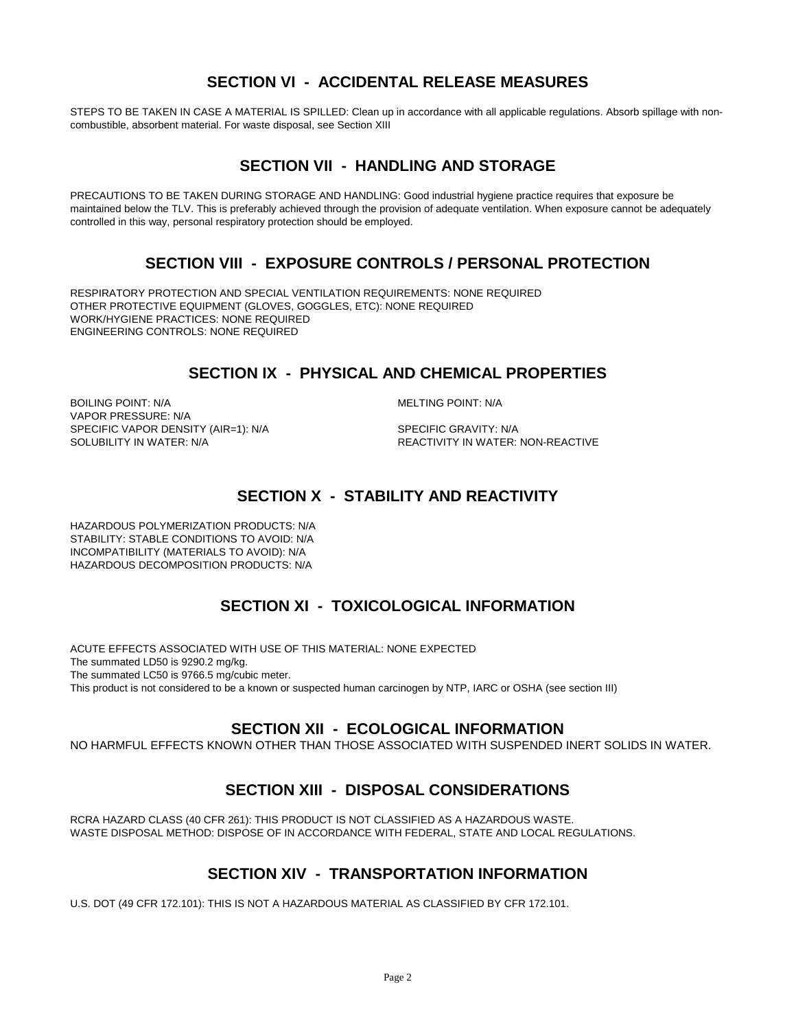## SECTION VI - ACCIDENTAL RELEASE MEASURES

STEPS TO BE TAKEN IN CASE A MATERIAL IS SPILLED: Clean up in accordance with all applicable regulations. Absorb spillage with non-combustible, absorbent material. For waste disposal, see Section XIII

## SECTION VII - HANDLING AND STORAGE

PRECAUTIONS TO BE TAKEN DURING STORAGE AND HANDLING: Good industrial hygiene practice requires that exposure be maintained below the TLV. This is preferably achieved through the provision of adequate ventilation. When exposure cannot be adequately controlled in this way, personal respiratory protection should be employed.

## SECTION VIII - EXPOSURE CONTROLS / PERSONAL PROTECTION

RESPIRATORY PROTECTION AND SPECIAL VENTILATION REQUIREMENTS: NONE REQUIRED
OTHER PROTECTIVE EQUIPMENT (GLOVES, GOGGLES, ETC): NONE REQUIRED
WORK/HYGIENE PRACTICES: NONE REQUIRED
ENGINEERING CONTROLS: NONE REQUIRED

## SECTION IX - PHYSICAL AND CHEMICAL PROPERTIES

BOILING POINT: N/A
MELTING POINT: N/A
VAPOR PRESSURE: N/A
SPECIFIC VAPOR DENSITY (AIR=1): N/A
SPECIFIC GRAVITY: N/A
SOLUBILITY IN WATER: N/A
REACTIVITY IN WATER: NON-REACTIVE

## SECTION X - STABILITY AND REACTIVITY

HAZARDOUS POLYMERIZATION PRODUCTS: N/A
STABILITY: STABLE CONDITIONS TO AVOID: N/A
INCOMPATIBILITY (MATERIALS TO AVOID): N/A
HAZARDOUS DECOMPOSITION PRODUCTS: N/A

## SECTION XI - TOXICOLOGICAL INFORMATION

ACUTE EFFECTS ASSOCIATED WITH USE OF THIS MATERIAL: NONE EXPECTED
The summated LD50 is 9290.2 mg/kg.
The summated LC50 is 9766.5 mg/cubic meter.
This product is not considered to be a known or suspected human carcinogen by NTP, IARC or OSHA (see section III)

## SECTION XII - ECOLOGICAL INFORMATION

NO HARMFUL EFFECTS KNOWN OTHER THAN THOSE ASSOCIATED WITH SUSPENDED INERT SOLIDS IN WATER.

## SECTION XIII - DISPOSAL CONSIDERATIONS

RCRA HAZARD CLASS (40 CFR 261): THIS PRODUCT IS NOT CLASSIFIED AS A HAZARDOUS WASTE.
WASTE DISPOSAL METHOD: DISPOSE OF IN ACCORDANCE WITH FEDERAL, STATE AND LOCAL REGULATIONS.

## SECTION XIV - TRANSPORTATION INFORMATION

U.S. DOT (49 CFR 172.101): THIS IS NOT A HAZARDOUS MATERIAL AS CLASSIFIED BY CFR 172.101.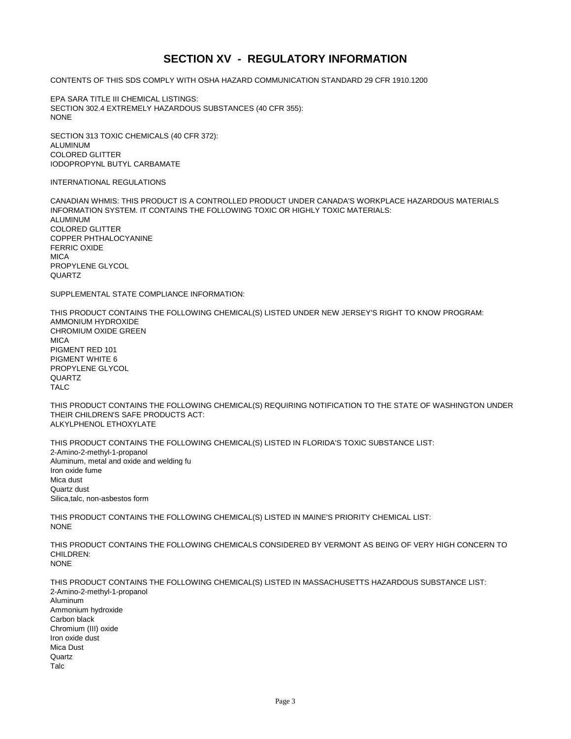# SECTION XV - REGULATORY INFORMATION

CONTENTS OF THIS SDS COMPLY WITH OSHA HAZARD COMMUNICATION STANDARD 29 CFR 1910.1200

EPA SARA TITLE III CHEMICAL LISTINGS:
SECTION 302.4 EXTREMELY HAZARDOUS SUBSTANCES (40 CFR 355):
NONE

SECTION 313 TOXIC CHEMICALS (40 CFR 372):
ALUMINUM
COLORED GLITTER
IODOPROPYNL BUTYL CARBAMATE

INTERNATIONAL REGULATIONS

CANADIAN WHMIS: THIS PRODUCT IS A CONTROLLED PRODUCT UNDER CANADA'S WORKPLACE HAZARDOUS MATERIALS INFORMATION SYSTEM. IT CONTAINS THE FOLLOWING TOXIC OR HIGHLY TOXIC MATERIALS:
ALUMINUM
COLORED GLITTER
COPPER PHTHALOCYANINE
FERRIC OXIDE
MICA
PROPYLENE GLYCOL
QUARTZ

SUPPLEMENTAL STATE COMPLIANCE INFORMATION:

THIS PRODUCT CONTAINS THE FOLLOWING CHEMICAL(S) LISTED UNDER NEW JERSEY'S RIGHT TO KNOW PROGRAM:
AMMONIUM HYDROXIDE
CHROMIUM OXIDE GREEN
MICA
PIGMENT RED 101
PIGMENT WHITE 6
PROPYLENE GLYCOL
QUARTZ
TALC

THIS PRODUCT CONTAINS THE FOLLOWING CHEMICAL(S) REQUIRING NOTIFICATION TO THE STATE OF WASHINGTON UNDER THEIR CHILDREN'S SAFE PRODUCTS ACT:
ALKYLPHENOL ETHOXYLATE

THIS PRODUCT CONTAINS THE FOLLOWING CHEMICAL(S) LISTED IN FLORIDA'S TOXIC SUBSTANCE LIST:
2-Amino-2-methyl-1-propanol
Aluminum, metal and oxide and welding fu
Iron oxide fume
Mica dust
Quartz dust
Silica,talc, non-asbestos form

THIS PRODUCT CONTAINS THE FOLLOWING CHEMICAL(S) LISTED IN MAINE'S PRIORITY CHEMICAL LIST:
NONE

THIS PRODUCT CONTAINS THE FOLLOWING CHEMICALS CONSIDERED BY VERMONT AS BEING OF VERY HIGH CONCERN TO CHILDREN:
NONE

THIS PRODUCT CONTAINS THE FOLLOWING CHEMICAL(S) LISTED IN MASSACHUSETTS HAZARDOUS SUBSTANCE LIST:
2-Amino-2-methyl-1-propanol
Aluminum
Ammonium hydroxide
Carbon black
Chromium (III) oxide
Iron oxide dust
Mica Dust
Quartz
Talc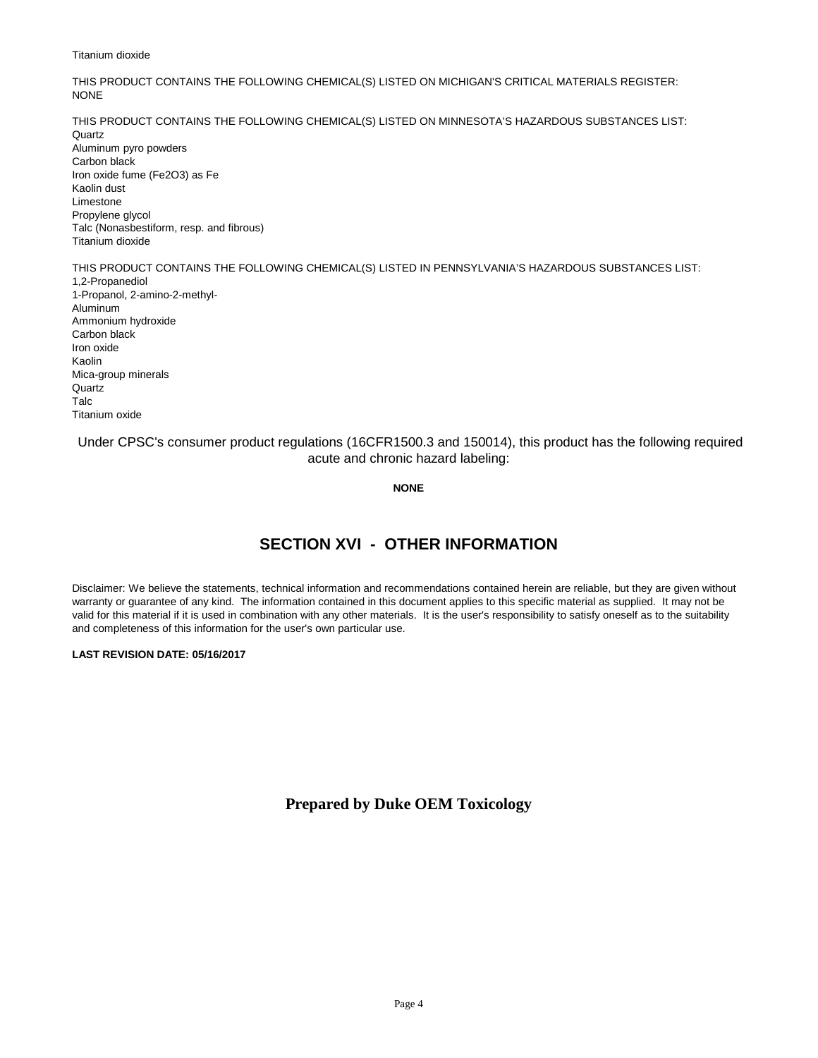Titanium dioxide

THIS PRODUCT CONTAINS THE FOLLOWING CHEMICAL(S) LISTED ON MICHIGAN'S CRITICAL MATERIALS REGISTER:
NONE

THIS PRODUCT CONTAINS THE FOLLOWING CHEMICAL(S) LISTED ON MINNESOTA'S HAZARDOUS SUBSTANCES LIST:
Quartz
Aluminum pyro powders
Carbon black
Iron oxide fume ($Fe_2O_3$) as Fe
Kaolin dust
Limestone
Propylene glycol
Talc (Nonasbestiform, resp. and fibrous)
Titanium dioxide

THIS PRODUCT CONTAINS THE FOLLOWING CHEMICAL(S) LISTED IN PENNSYLVANIA'S HAZARDOUS SUBSTANCES LIST:
1,2-Propanediol
1-Propanol, 2-amino-2-methyl-
Aluminum
Ammonium hydroxide
Carbon black
Iron oxide
Kaolin
Mica-group minerals
Quartz
Talc
Titanium oxide

Under CPSC's consumer product regulations (16CFR1500.3 and 150014), this product has the following required acute and chronic hazard labeling:

**NONE**

## SECTION XVI - OTHER INFORMATION

Disclaimer: We believe the statements, technical information and recommendations contained herein are reliable, but they are given without warranty or guarantee of any kind. The information contained in this document applies to this specific material as supplied. It may not be valid for this material if it is used in combination with any other materials. It is the user's responsibility to satisfy oneself as to the suitability and completeness of this information for the user's own particular use.

**LAST REVISION DATE: 05/16/2017**

**Prepared by Duke OEM Toxicology**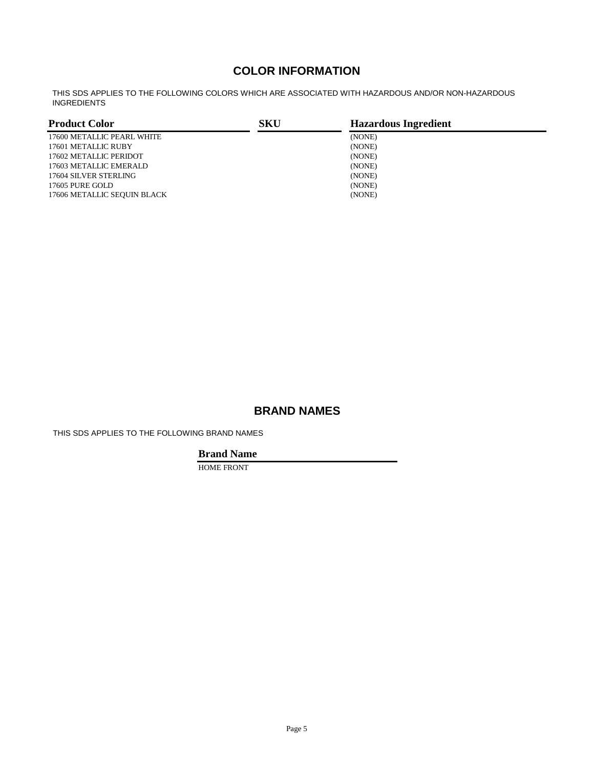## COLOR INFORMATION

THIS SDS APPLIES TO THE FOLLOWING COLORS WHICH ARE ASSOCIATED WITH HAZARDOUS AND/OR NON-HAZARDOUS INGREDIENTS

| Product Color | SKU | Hazardous Ingredient |
|---|---|---|
| 17600 METALLIC PEARL WHITE | | (NONE) |
| 17601 METALLIC RUBY | | (NONE) |
| 17602 METALLIC PERIDOT | | (NONE) |
| 17603 METALLIC EMERALD | | (NONE) |
| 17604 SILVER STERLING | | (NONE) |
| 17605 PURE GOLD | | (NONE) |
| 17606 METALLIC SEQUIN BLACK | | (NONE) |

## BRAND NAMES

THIS SDS APPLIES TO THE FOLLOWING BRAND NAMES

| Brand Name |
|---|
| HOME FRONT |